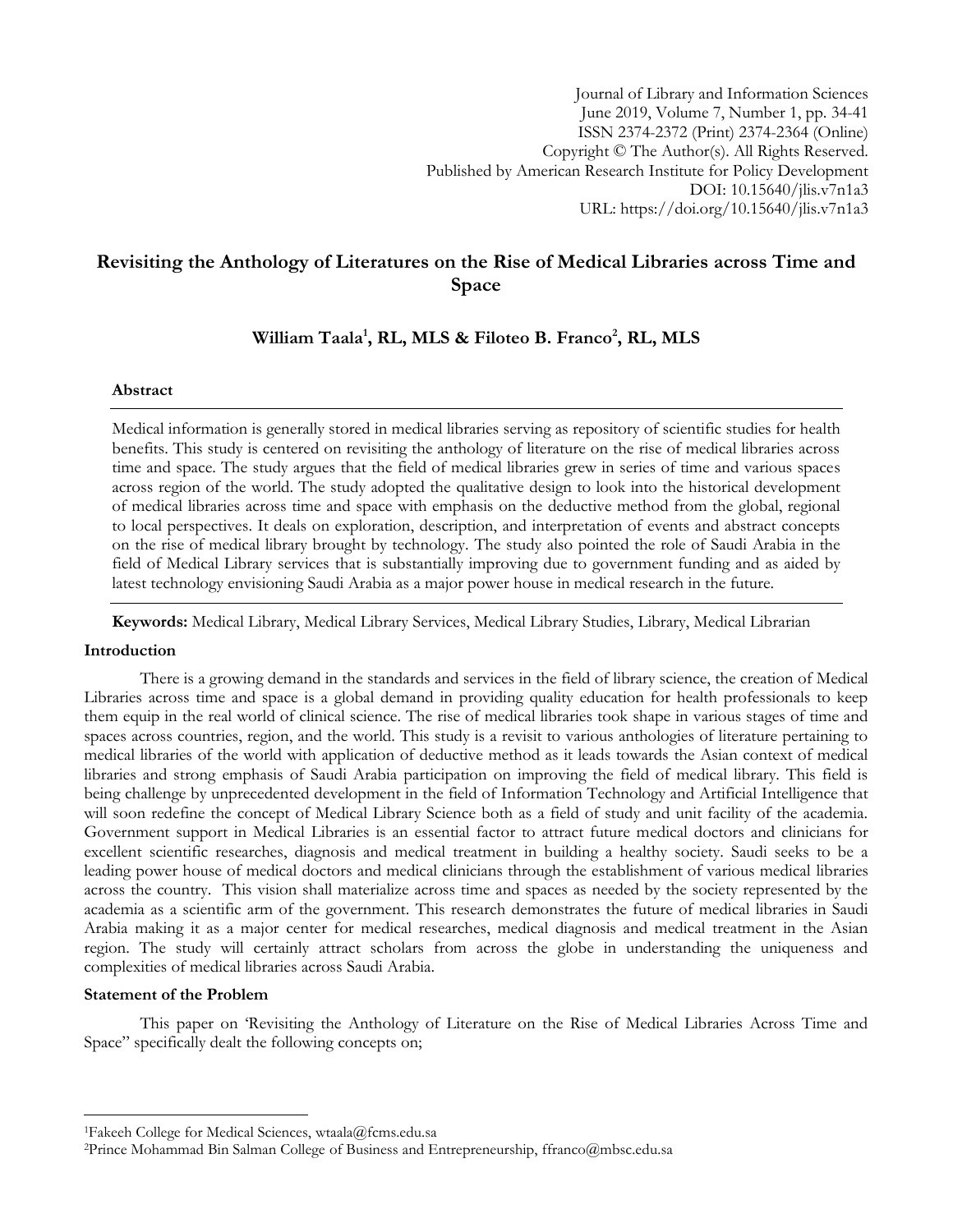Journal of Library and Information Sciences
June 2019, Volume 7, Number 1, pp. 34-41
ISSN 2374-2372 (Print) 2374-2364 (Online)
Copyright © The Author(s). All Rights Reserved.
Published by American Research Institute for Policy Development
DOI: 10.15640/jlis.v7n1a3
URL: https://doi.org/10.15640/jlis.v7n1a3

# Revisiting the Anthology of Literatures on the Rise of Medical Libraries across Time and Space

**William Taala[1], RL, MLS & Filoteo B. Franco[2], RL, MLS**

### Abstract

Medical information is generally stored in medical libraries serving as repository of scientific studies for health benefits. This study is centered on revisiting the anthology of literature on the rise of medical libraries across time and space. The study argues that the field of medical libraries grew in series of time and various spaces across region of the world. The study adopted the qualitative design to look into the historical development of medical libraries across time and space with emphasis on the deductive method from the global, regional to local perspectives. It deals on exploration, description, and interpretation of events and abstract concepts on the rise of medical library brought by technology. The study also pointed the role of Saudi Arabia in the field of Medical Library services that is substantially improving due to government funding and as aided by latest technology envisioning Saudi Arabia as a major power house in medical research in the future.

**Keywords:** Medical Library, Medical Library Services, Medical Library Studies, Library, Medical Librarian

### Introduction

There is a growing demand in the standards and services in the field of library science, the creation of Medical Libraries across time and space is a global demand in providing quality education for health professionals to keep them equip in the real world of clinical science. The rise of medical libraries took shape in various stages of time and spaces across countries, region, and the world. This study is a revisit to various anthologies of literature pertaining to medical libraries of the world with application of deductive method as it leads towards the Asian context of medical libraries and strong emphasis of Saudi Arabia participation on improving the field of medical library. This field is being challenge by unprecedented development in the field of Information Technology and Artificial Intelligence that will soon redefine the concept of Medical Library Science both as a field of study and unit facility of the academia. Government support in Medical Libraries is an essential factor to attract future medical doctors and clinicians for excellent scientific researches, diagnosis and medical treatment in building a healthy society. Saudi seeks to be a leading power house of medical doctors and medical clinicians through the establishment of various medical libraries across the country. This vision shall materialize across time and spaces as needed by the society represented by the academia as a scientific arm of the government. This research demonstrates the future of medical libraries in Saudi Arabia making it as a major center for medical researches, medical diagnosis and medical treatment in the Asian region. The study will certainly attract scholars from across the globe in understanding the uniqueness and complexities of medical libraries across Saudi Arabia.

### Statement of the Problem

This paper on 'Revisiting the Anthology of Literature on the Rise of Medical Libraries Across Time and Space" specifically dealt the following concepts on;

---

[1]Fakeeh College for Medical Sciences, wtaala@fcms.edu.sa

[2]Prince Mohammad Bin Salman College of Business and Entrepreneurship, ffranco@mbsc.edu.sa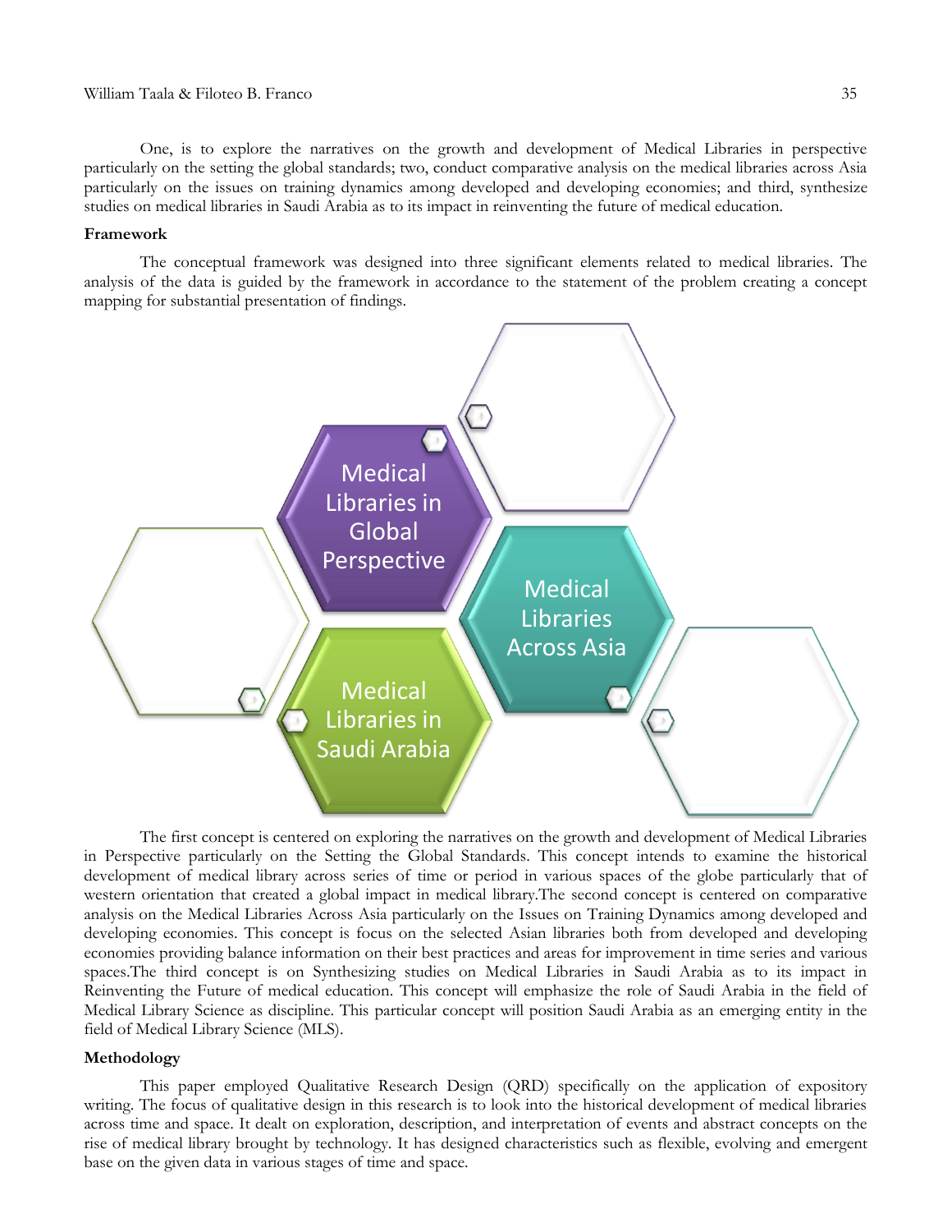One, is to explore the narratives on the growth and development of Medical Libraries in perspective particularly on the setting the global standards; two, conduct comparative analysis on the medical libraries across Asia particularly on the issues on training dynamics among developed and developing economies; and third, synthesize studies on medical libraries in Saudi Arabia as to its impact in reinventing the future of medical education.

**Framework**

The conceptual framework was designed into three significant elements related to medical libraries. The analysis of the data is guided by the framework in accordance to the statement of the problem creating a concept mapping for substantial presentation of findings.

Medical Libraries in Global Perspective

Medical Libraries Across Asia

Medical Libraries in Saudi Arabia

The first concept is centered on exploring the narratives on the growth and development of Medical Libraries in Perspective particularly on the Setting the Global Standards. This concept intends to examine the historical development of medical library across series of time or period in various spaces of the globe particularly that of western orientation that created a global impact in medical library.The second concept is centered on comparative analysis on the Medical Libraries Across Asia particularly on the Issues on Training Dynamics among developed and developing economies. This concept is focus on the selected Asian libraries both from developed and developing economies providing balance information on their best practices and areas for improvement in time series and various spaces.The third concept is on Synthesizing studies on Medical Libraries in Saudi Arabia as to its impact in Reinventing the Future of medical education. This concept will emphasize the role of Saudi Arabia in the field of Medical Library Science as discipline. This particular concept will position Saudi Arabia as an emerging entity in the field of Medical Library Science (MLS).

**Methodology**

This paper employed Qualitative Research Design (QRD) specifically on the application of expository writing. The focus of qualitative design in this research is to look into the historical development of medical libraries across time and space. It dealt on exploration, description, and interpretation of events and abstract concepts on the rise of medical library brought by technology. It has designed characteristics such as flexible, evolving and emergent base on the given data in various stages of time and space.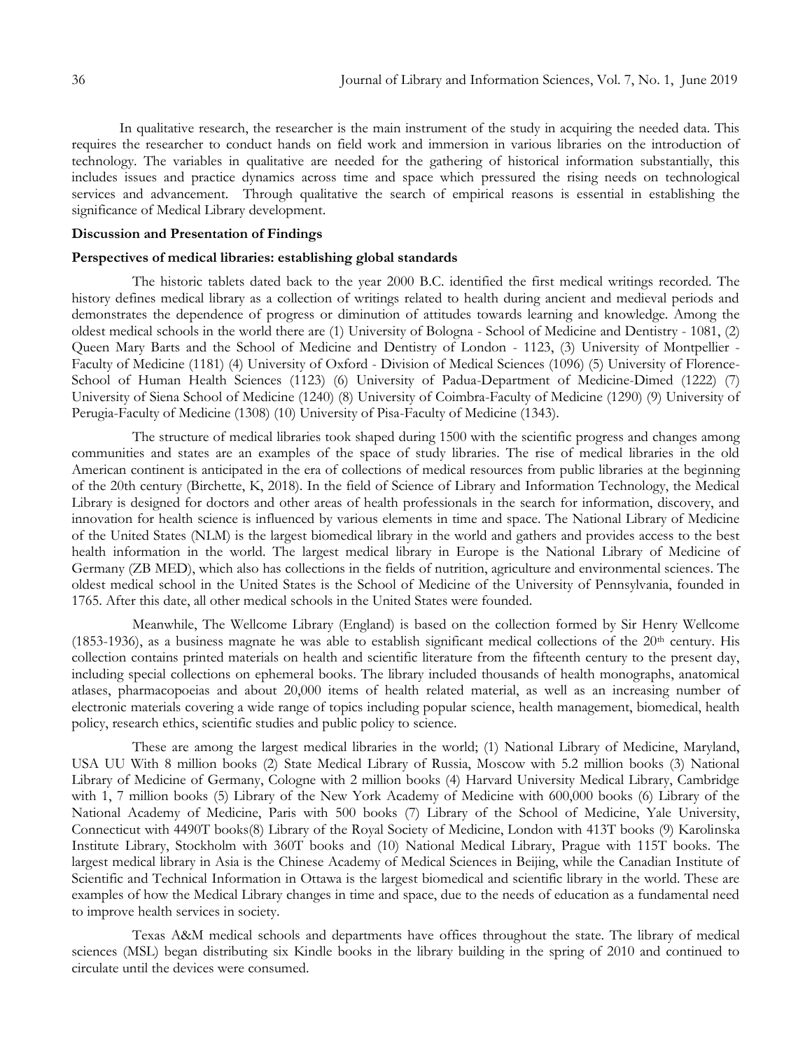In qualitative research, the researcher is the main instrument of the study in acquiring the needed data. This requires the researcher to conduct hands on field work and immersion in various libraries on the introduction of technology. The variables in qualitative are needed for the gathering of historical information substantially, this includes issues and practice dynamics across time and space which pressured the rising needs on technological services and advancement. Through qualitative the search of empirical reasons is essential in establishing the significance of Medical Library development.

## Discussion and Presentation of Findings

### Perspectives of medical libraries: establishing global standards

The historic tablets dated back to the year 2000 B.C. identified the first medical writings recorded. The history defines medical library as a collection of writings related to health during ancient and medieval periods and demonstrates the dependence of progress or diminution of attitudes towards learning and knowledge. Among the oldest medical schools in the world there are (1) University of Bologna - School of Medicine and Dentistry - 1081, (2) Queen Mary Barts and the School of Medicine and Dentistry of London - 1123, (3) University of Montpellier - Faculty of Medicine (1181) (4) University of Oxford - Division of Medical Sciences (1096) (5) University of Florence-School of Human Health Sciences (1123) (6) University of Padua-Department of Medicine-Dimed (1222) (7) University of Siena School of Medicine (1240) (8) University of Coimbra-Faculty of Medicine (1290) (9) University of Perugia-Faculty of Medicine (1308) (10) University of Pisa-Faculty of Medicine (1343).

The structure of medical libraries took shaped during 1500 with the scientific progress and changes among communities and states are an examples of the space of study libraries. The rise of medical libraries in the old American continent is anticipated in the era of collections of medical resources from public libraries at the beginning of the 20th century (Birchette, K, 2018). In the field of Science of Library and Information Technology, the Medical Library is designed for doctors and other areas of health professionals in the search for information, discovery, and innovation for health science is influenced by various elements in time and space. The National Library of Medicine of the United States (NLM) is the largest biomedical library in the world and gathers and provides access to the best health information in the world. The largest medical library in Europe is the National Library of Medicine of Germany (ZB MED), which also has collections in the fields of nutrition, agriculture and environmental sciences. The oldest medical school in the United States is the School of Medicine of the University of Pennsylvania, founded in 1765. After this date, all other medical schools in the United States were founded.

Meanwhile, The Wellcome Library (England) is based on the collection formed by Sir Henry Wellcome (1853-1936), as a business magnate he was able to establish significant medical collections of the 20th century. His collection contains printed materials on health and scientific literature from the fifteenth century to the present day, including special collections on ephemeral books. The library included thousands of health monographs, anatomical atlases, pharmacopoeias and about 20,000 items of health related material, as well as an increasing number of electronic materials covering a wide range of topics including popular science, health management, biomedical, health policy, research ethics, scientific studies and public policy to science.

These are among the largest medical libraries in the world; (1) National Library of Medicine, Maryland, USA UU With 8 million books (2) State Medical Library of Russia, Moscow with 5.2 million books (3) National Library of Medicine of Germany, Cologne with 2 million books (4) Harvard University Medical Library, Cambridge with 1, 7 million books (5) Library of the New York Academy of Medicine with 600,000 books (6) Library of the National Academy of Medicine, Paris with 500 books (7) Library of the School of Medicine, Yale University, Connecticut with 4490T books(8) Library of the Royal Society of Medicine, London with 413T books (9) Karolinska Institute Library, Stockholm with 360T books and (10) National Medical Library, Prague with 115T books. The largest medical library in Asia is the Chinese Academy of Medical Sciences in Beijing, while the Canadian Institute of Scientific and Technical Information in Ottawa is the largest biomedical and scientific library in the world. These are examples of how the Medical Library changes in time and space, due to the needs of education as a fundamental need to improve health services in society.

Texas A&M medical schools and departments have offices throughout the state. The library of medical sciences (MSL) began distributing six Kindle books in the library building in the spring of 2010 and continued to circulate until the devices were consumed.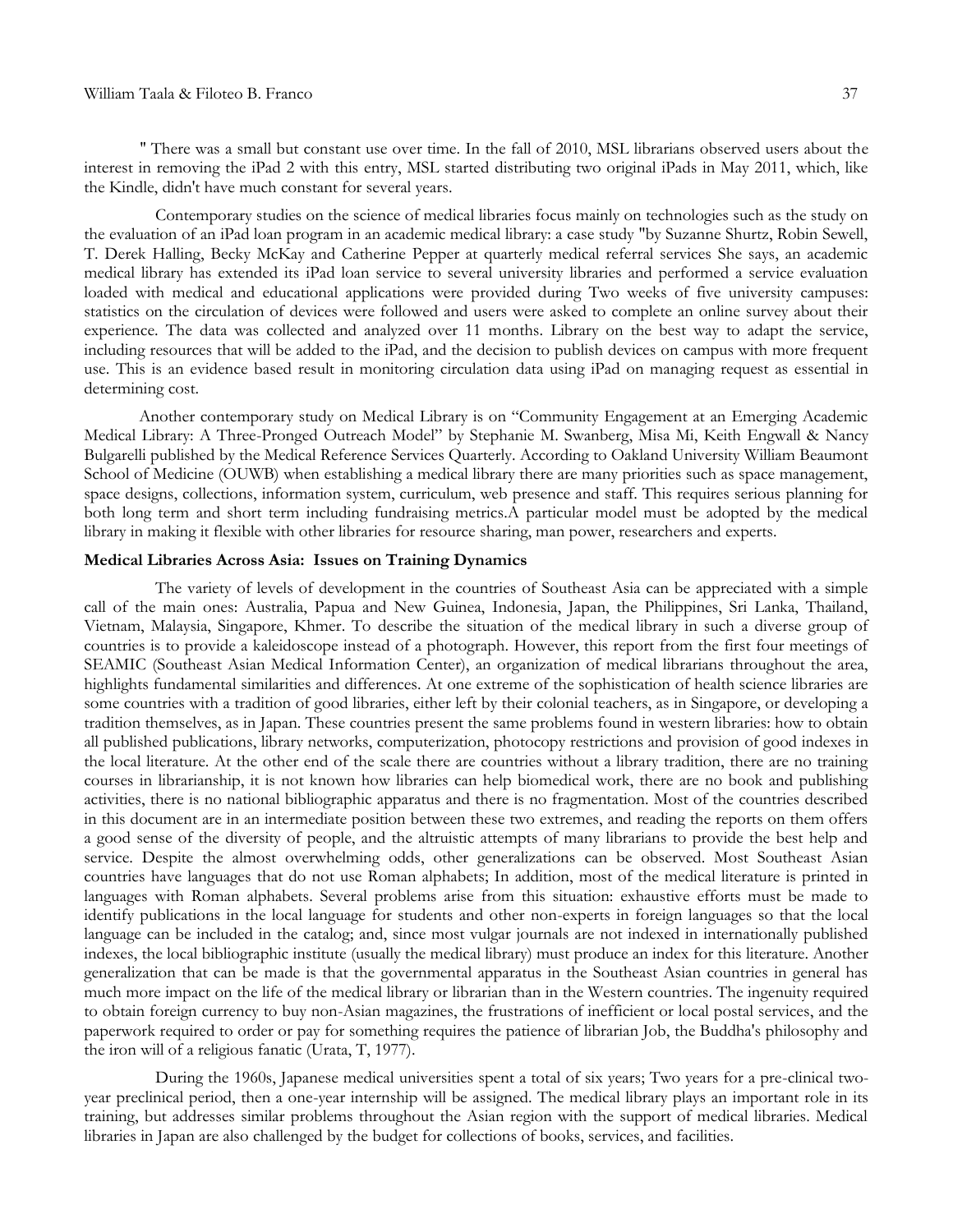" There was a small but constant use over time. In the fall of 2010, MSL librarians observed users about the interest in removing the iPad 2 with this entry, MSL started distributing two original iPads in May 2011, which, like the Kindle, didn't have much constant for several years.

Contemporary studies on the science of medical libraries focus mainly on technologies such as the study on the evaluation of an iPad loan program in an academic medical library: a case study "by Suzanne Shurtz, Robin Sewell, T. Derek Halling, Becky McKay and Catherine Pepper at quarterly medical referral services She says, an academic medical library has extended its iPad loan service to several university libraries and performed a service evaluation loaded with medical and educational applications were provided during Two weeks of five university campuses: statistics on the circulation of devices were followed and users were asked to complete an online survey about their experience. The data was collected and analyzed over 11 months. Library on the best way to adapt the service, including resources that will be added to the iPad, and the decision to publish devices on campus with more frequent use. This is an evidence based result in monitoring circulation data using iPad on managing request as essential in determining cost.

Another contemporary study on Medical Library is on "Community Engagement at an Emerging Academic Medical Library: A Three-Pronged Outreach Model" by Stephanie M. Swanberg, Misa Mi, Keith Engwall & Nancy Bulgarelli published by the Medical Reference Services Quarterly. According to Oakland University William Beaumont School of Medicine (OUWB) when establishing a medical library there are many priorities such as space management, space designs, collections, information system, curriculum, web presence and staff. This requires serious planning for both long term and short term including fundraising metrics.A particular model must be adopted by the medical library in making it flexible with other libraries for resource sharing, man power, researchers and experts.

**Medical Libraries Across Asia: Issues on Training Dynamics**

The variety of levels of development in the countries of Southeast Asia can be appreciated with a simple call of the main ones: Australia, Papua and New Guinea, Indonesia, Japan, the Philippines, Sri Lanka, Thailand, Vietnam, Malaysia, Singapore, Khmer. To describe the situation of the medical library in such a diverse group of countries is to provide a kaleidoscope instead of a photograph. However, this report from the first four meetings of SEAMIC (Southeast Asian Medical Information Center), an organization of medical librarians throughout the area, highlights fundamental similarities and differences. At one extreme of the sophistication of health science libraries are some countries with a tradition of good libraries, either left by their colonial teachers, as in Singapore, or developing a tradition themselves, as in Japan. These countries present the same problems found in western libraries: how to obtain all published publications, library networks, computerization, photocopy restrictions and provision of good indexes in the local literature. At the other end of the scale there are countries without a library tradition, there are no training courses in librarianship, it is not known how libraries can help biomedical work, there are no book and publishing activities, there is no national bibliographic apparatus and there is no fragmentation. Most of the countries described in this document are in an intermediate position between these two extremes, and reading the reports on them offers a good sense of the diversity of people, and the altruistic attempts of many librarians to provide the best help and service. Despite the almost overwhelming odds, other generalizations can be observed. Most Southeast Asian countries have languages that do not use Roman alphabets; In addition, most of the medical literature is printed in languages with Roman alphabets. Several problems arise from this situation: exhaustive efforts must be made to identify publications in the local language for students and other non-experts in foreign languages so that the local language can be included in the catalog; and, since most vulgar journals are not indexed in internationally published indexes, the local bibliographic institute (usually the medical library) must produce an index for this literature. Another generalization that can be made is that the governmental apparatus in the Southeast Asian countries in general has much more impact on the life of the medical library or librarian than in the Western countries. The ingenuity required to obtain foreign currency to buy non-Asian magazines, the frustrations of inefficient or local postal services, and the paperwork required to order or pay for something requires the patience of librarian Job, the Buddha's philosophy and the iron will of a religious fanatic (Urata, T, 1977).

During the 1960s, Japanese medical universities spent a total of six years; Two years for a pre-clinical two-year preclinical period, then a one-year internship will be assigned. The medical library plays an important role in its training, but addresses similar problems throughout the Asian region with the support of medical libraries. Medical libraries in Japan are also challenged by the budget for collections of books, services, and facilities.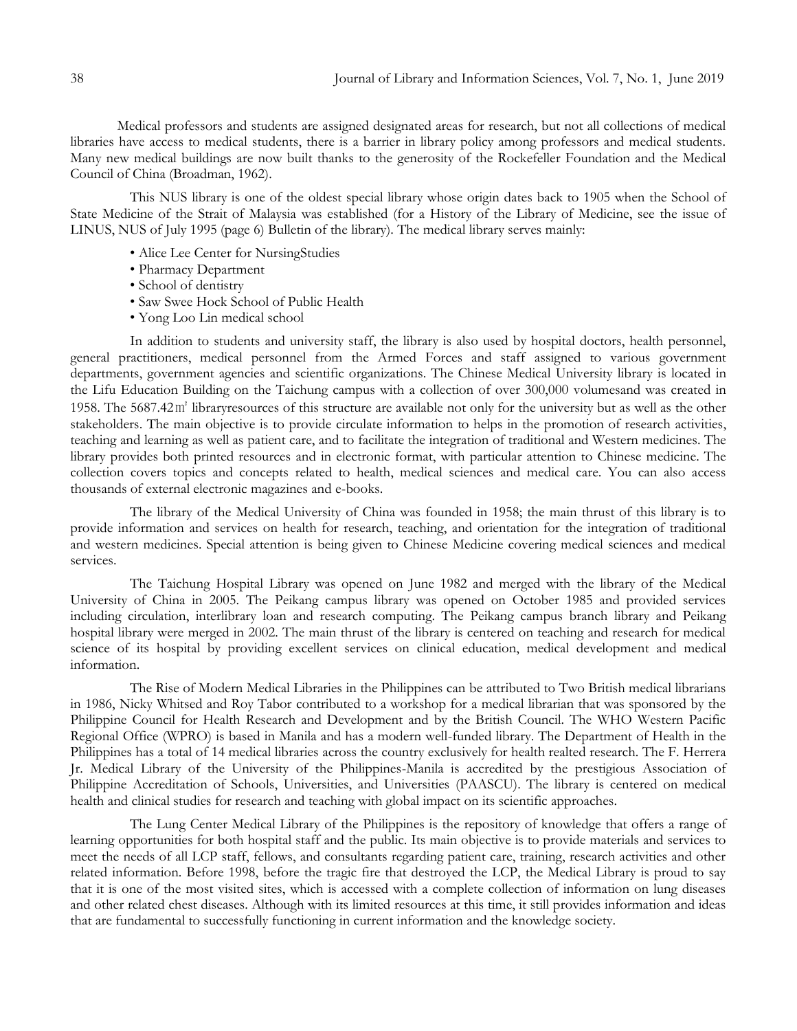Medical professors and students are assigned designated areas for research, but not all collections of medical libraries have access to medical students, there is a barrier in library policy among professors and medical students. Many new medical buildings are now built thanks to the generosity of the Rockefeller Foundation and the Medical Council of China (Broadman, 1962).

This NUS library is one of the oldest special library whose origin dates back to 1905 when the School of State Medicine of the Strait of Malaysia was established (for a History of the Library of Medicine, see the issue of LINUS, NUS of July 1995 (page 6) Bulletin of the library). The medical library serves mainly:

- Alice Lee Center for NursingStudies
- Pharmacy Department
- School of dentistry
- Saw Swee Hock School of Public Health
- Yong Loo Lin medical school

In addition to students and university staff, the library is also used by hospital doctors, health personnel, general practitioners, medical personnel from the Armed Forces and staff assigned to various government departments, government agencies and scientific organizations. The Chinese Medical University library is located in the Lifu Education Building on the Taichung campus with a collection of over 300,000 volumesand was created in 1958. The 5687.42㎡ libraryresources of this structure are available not only for the university but as well as the other stakeholders. The main objective is to provide circulate information to helps in the promotion of research activities, teaching and learning as well as patient care, and to facilitate the integration of traditional and Western medicines. The library provides both printed resources and in electronic format, with particular attention to Chinese medicine. The collection covers topics and concepts related to health, medical sciences and medical care. You can also access thousands of external electronic magazines and e-books.

The library of the Medical University of China was founded in 1958; the main thrust of this library is to provide information and services on health for research, teaching, and orientation for the integration of traditional and western medicines. Special attention is being given to Chinese Medicine covering medical sciences and medical services.

The Taichung Hospital Library was opened on June 1982 and merged with the library of the Medical University of China in 2005. The Peikang campus library was opened on October 1985 and provided services including circulation, interlibrary loan and research computing. The Peikang campus branch library and Peikang hospital library were merged in 2002. The main thrust of the library is centered on teaching and research for medical science of its hospital by providing excellent services on clinical education, medical development and medical information.

The Rise of Modern Medical Libraries in the Philippines can be attributed to Two British medical librarians in 1986, Nicky Whitsed and Roy Tabor contributed to a workshop for a medical librarian that was sponsored by the Philippine Council for Health Research and Development and by the British Council. The WHO Western Pacific Regional Office (WPRO) is based in Manila and has a modern well-funded library. The Department of Health in the Philippines has a total of 14 medical libraries across the country exclusively for health realted research. The F. Herrera Jr. Medical Library of the University of the Philippines-Manila is accredited by the prestigious Association of Philippine Accreditation of Schools, Universities, and Universities (PAASCU). The library is centered on medical health and clinical studies for research and teaching with global impact on its scientific approaches.

The Lung Center Medical Library of the Philippines is the repository of knowledge that offers a range of learning opportunities for both hospital staff and the public. Its main objective is to provide materials and services to meet the needs of all LCP staff, fellows, and consultants regarding patient care, training, research activities and other related information. Before 1998, before the tragic fire that destroyed the LCP, the Medical Library is proud to say that it is one of the most visited sites, which is accessed with a complete collection of information on lung diseases and other related chest diseases. Although with its limited resources at this time, it still provides information and ideas that are fundamental to successfully functioning in current information and the knowledge society.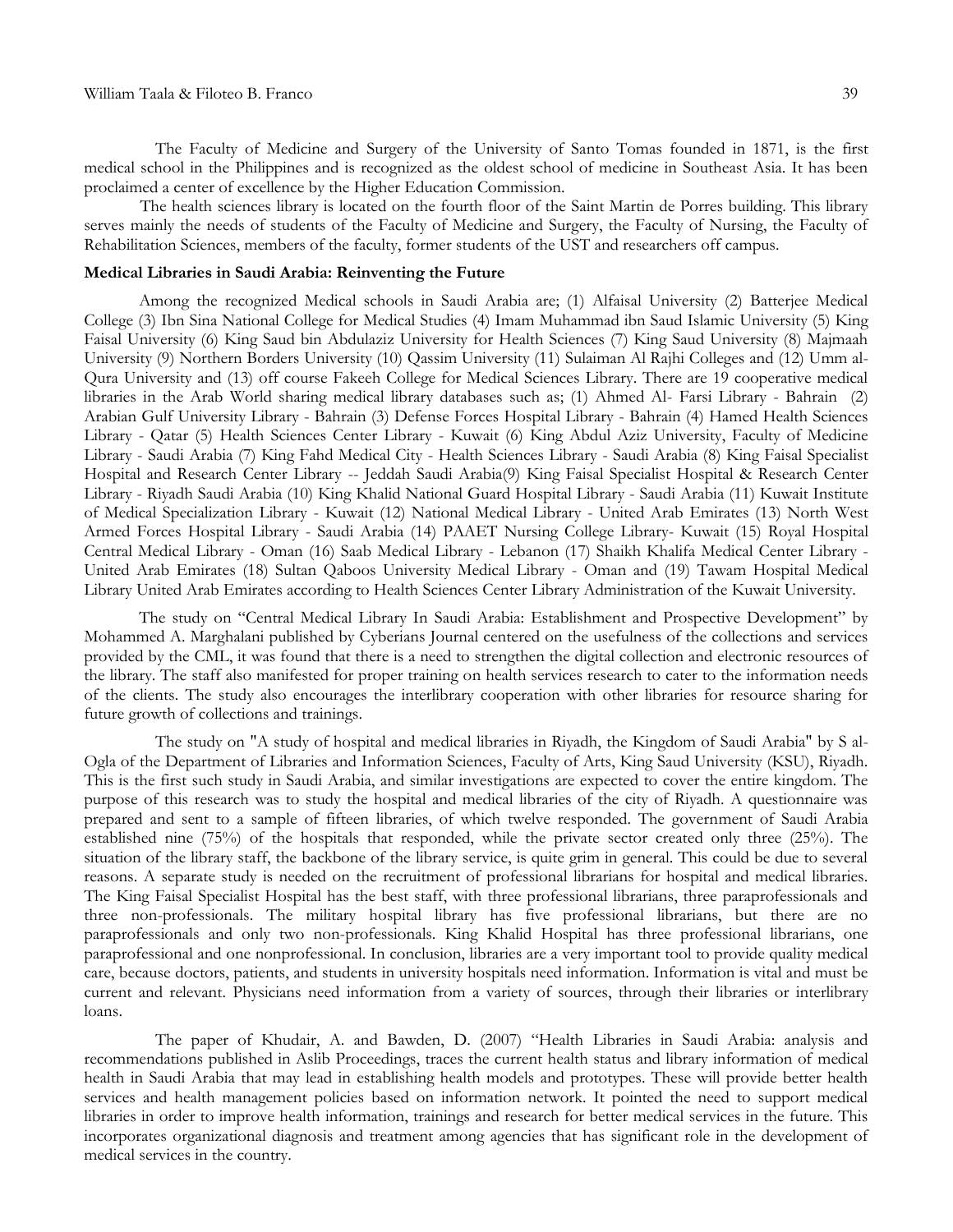The Faculty of Medicine and Surgery of the University of Santo Tomas founded in 1871, is the first medical school in the Philippines and is recognized as the oldest school of medicine in Southeast Asia. It has been proclaimed a center of excellence by the Higher Education Commission.

The health sciences library is located on the fourth floor of the Saint Martin de Porres building. This library serves mainly the needs of students of the Faculty of Medicine and Surgery, the Faculty of Nursing, the Faculty of Rehabilitation Sciences, members of the faculty, former students of the UST and researchers off campus.

**Medical Libraries in Saudi Arabia: Reinventing the Future**

Among the recognized Medical schools in Saudi Arabia are; (1) Alfaisal University (2) Batterjee Medical College (3) Ibn Sina National College for Medical Studies (4) Imam Muhammad ibn Saud Islamic University (5) King Faisal University (6) King Saud bin Abdulaziz University for Health Sciences (7) King Saud University (8) Majmaah University (9) Northern Borders University (10) Qassim University (11) Sulaiman Al Rajhi Colleges and (12) Umm al-Qura University and (13) off course Fakeeh College for Medical Sciences Library. There are 19 cooperative medical libraries in the Arab World sharing medical library databases such as; (1) Ahmed Al- Farsi Library - Bahrain (2) Arabian Gulf University Library - Bahrain (3) Defense Forces Hospital Library - Bahrain (4) Hamed Health Sciences Library - Qatar (5) Health Sciences Center Library - Kuwait (6) King Abdul Aziz University, Faculty of Medicine Library - Saudi Arabia (7) King Fahd Medical City - Health Sciences Library - Saudi Arabia (8) King Faisal Specialist Hospital and Research Center Library -- Jeddah Saudi Arabia(9) King Faisal Specialist Hospital & Research Center Library - Riyadh Saudi Arabia (10) King Khalid National Guard Hospital Library - Saudi Arabia (11) Kuwait Institute of Medical Specialization Library - Kuwait (12) National Medical Library - United Arab Emirates (13) North West Armed Forces Hospital Library - Saudi Arabia (14) PAAET Nursing College Library- Kuwait (15) Royal Hospital Central Medical Library - Oman (16) Saab Medical Library - Lebanon (17) Shaikh Khalifa Medical Center Library - United Arab Emirates (18) Sultan Qaboos University Medical Library - Oman and (19) Tawam Hospital Medical Library United Arab Emirates according to Health Sciences Center Library Administration of the Kuwait University.

The study on "Central Medical Library In Saudi Arabia: Establishment and Prospective Development" by Mohammed A. Marghalani published by Cyberians Journal centered on the usefulness of the collections and services provided by the CML, it was found that there is a need to strengthen the digital collection and electronic resources of the library. The staff also manifested for proper training on health services research to cater to the information needs of the clients. The study also encourages the interlibrary cooperation with other libraries for resource sharing for future growth of collections and trainings.

The study on "A study of hospital and medical libraries in Riyadh, the Kingdom of Saudi Arabia" by S al-Ogla of the Department of Libraries and Information Sciences, Faculty of Arts, King Saud University (KSU), Riyadh. This is the first such study in Saudi Arabia, and similar investigations are expected to cover the entire kingdom. The purpose of this research was to study the hospital and medical libraries of the city of Riyadh. A questionnaire was prepared and sent to a sample of fifteen libraries, of which twelve responded. The government of Saudi Arabia established nine (75%) of the hospitals that responded, while the private sector created only three (25%). The situation of the library staff, the backbone of the library service, is quite grim in general. This could be due to several reasons. A separate study is needed on the recruitment of professional librarians for hospital and medical libraries. The King Faisal Specialist Hospital has the best staff, with three professional librarians, three paraprofessionals and three non-professionals. The military hospital library has five professional librarians, but there are no paraprofessionals and only two non-professionals. King Khalid Hospital has three professional librarians, one paraprofessional and one nonprofessional. In conclusion, libraries are a very important tool to provide quality medical care, because doctors, patients, and students in university hospitals need information. Information is vital and must be current and relevant. Physicians need information from a variety of sources, through their libraries or interlibrary loans.

The paper of Khudair, A. and Bawden, D. (2007) "Health Libraries in Saudi Arabia: analysis and recommendations published in Aslib Proceedings, traces the current health status and library information of medical health in Saudi Arabia that may lead in establishing health models and prototypes. These will provide better health services and health management policies based on information network. It pointed the need to support medical libraries in order to improve health information, trainings and research for better medical services in the future. This incorporates organizational diagnosis and treatment among agencies that has significant role in the development of medical services in the country.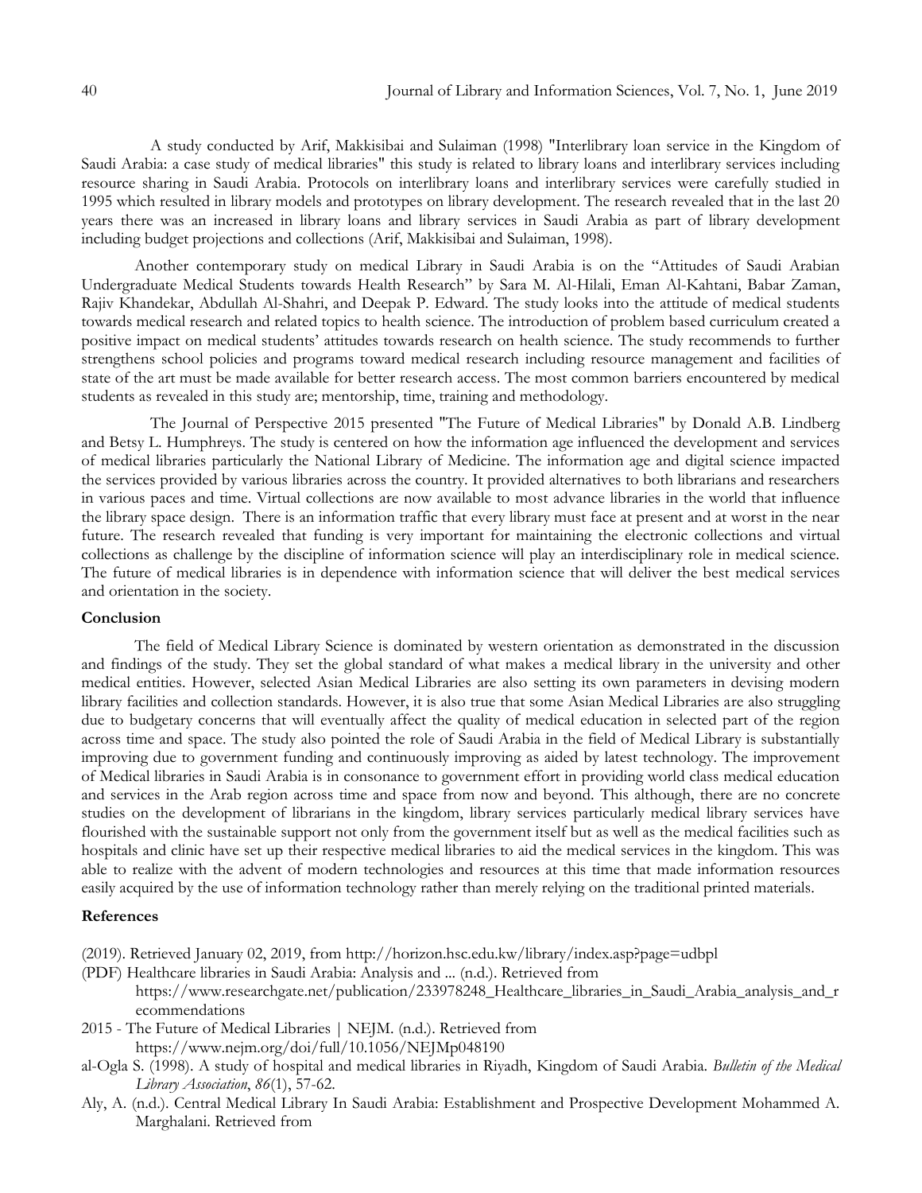A study conducted by Arif, Makkisibai and Sulaiman (1998) "Interlibrary loan service in the Kingdom of Saudi Arabia: a case study of medical libraries" this study is related to library loans and interlibrary services including resource sharing in Saudi Arabia. Protocols on interlibrary loans and interlibrary services were carefully studied in 1995 which resulted in library models and prototypes on library development. The research revealed that in the last 20 years there was an increased in library loans and library services in Saudi Arabia as part of library development including budget projections and collections (Arif, Makkisibai and Sulaiman, 1998).

Another contemporary study on medical Library in Saudi Arabia is on the "Attitudes of Saudi Arabian Undergraduate Medical Students towards Health Research" by Sara M. Al-Hilali, Eman Al-Kahtani, Babar Zaman, Rajiv Khandekar, Abdullah Al-Shahri, and Deepak P. Edward. The study looks into the attitude of medical students towards medical research and related topics to health science. The introduction of problem based curriculum created a positive impact on medical students' attitudes towards research on health science. The study recommends to further strengthens school policies and programs toward medical research including resource management and facilities of state of the art must be made available for better research access. The most common barriers encountered by medical students as revealed in this study are; mentorship, time, training and methodology.

The Journal of Perspective 2015 presented "The Future of Medical Libraries" by Donald A.B. Lindberg and Betsy L. Humphreys. The study is centered on how the information age influenced the development and services of medical libraries particularly the National Library of Medicine. The information age and digital science impacted the services provided by various libraries across the country. It provided alternatives to both librarians and researchers in various paces and time. Virtual collections are now available to most advance libraries in the world that influence the library space design. There is an information traffic that every library must face at present and at worst in the near future. The research revealed that funding is very important for maintaining the electronic collections and virtual collections as challenge by the discipline of information science will play an interdisciplinary role in medical science. The future of medical libraries is in dependence with information science that will deliver the best medical services and orientation in the society.

## Conclusion

The field of Medical Library Science is dominated by western orientation as demonstrated in the discussion and findings of the study. They set the global standard of what makes a medical library in the university and other medical entities. However, selected Asian Medical Libraries are also setting its own parameters in devising modern library facilities and collection standards. However, it is also true that some Asian Medical Libraries are also struggling due to budgetary concerns that will eventually affect the quality of medical education in selected part of the region across time and space. The study also pointed the role of Saudi Arabia in the field of Medical Library is substantially improving due to government funding and continuously improving as aided by latest technology. The improvement of Medical libraries in Saudi Arabia is in consonance to government effort in providing world class medical education and services in the Arab region across time and space from now and beyond. This although, there are no concrete studies on the development of librarians in the kingdom, library services particularly medical library services have flourished with the sustainable support not only from the government itself but as well as the medical facilities such as hospitals and clinic have set up their respective medical libraries to aid the medical services in the kingdom. This was able to realize with the advent of modern technologies and resources at this time that made information resources easily acquired by the use of information technology rather than merely relying on the traditional printed materials.

## References

(2019). Retrieved January 02, 2019, from http://horizon.hsc.edu.kw/library/index.asp?page=udbpl

(PDF) Healthcare libraries in Saudi Arabia: Analysis and ... (n.d.). Retrieved from https://www.researchgate.net/publication/233978248_Healthcare_libraries_in_Saudi_Arabia_analysis_and_recommendations

2015 - The Future of Medical Libraries | NEJM. (n.d.). Retrieved from https://www.nejm.org/doi/full/10.1056/NEJMp048190

al-Ogla S. (1998). A study of hospital and medical libraries in Riyadh, Kingdom of Saudi Arabia. *Bulletin of the Medical Library Association*, *86*(1), 57-62.

Aly, A. (n.d.). Central Medical Library In Saudi Arabia: Establishment and Prospective Development Mohammed A. Marghalani. Retrieved from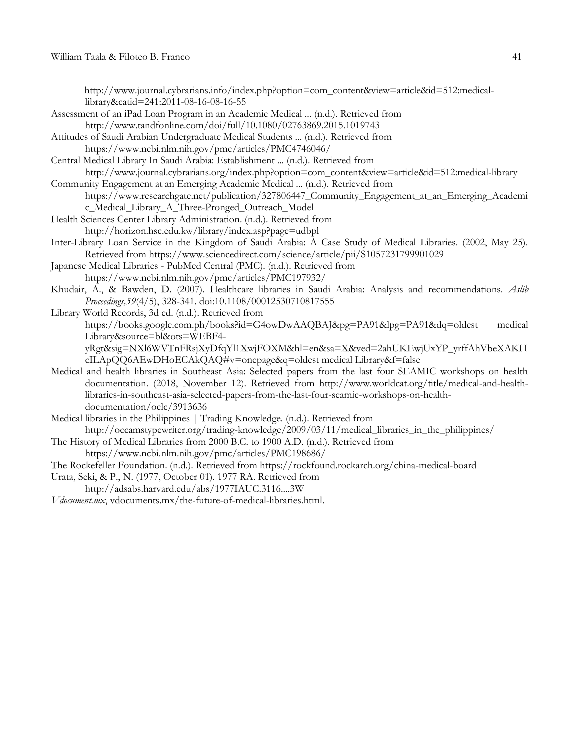http://www.journal.cybrarians.info/index.php?option=com_content&view=article&id=512:medical-library&catid=241:2011-08-16-08-16-55

Assessment of an iPad Loan Program in an Academic Medical ... (n.d.). Retrieved from http://www.tandfonline.com/doi/full/10.1080/02763869.2015.1019743

Attitudes of Saudi Arabian Undergraduate Medical Students ... (n.d.). Retrieved from https://www.ncbi.nlm.nih.gov/pmc/articles/PMC4746046/

Central Medical Library In Saudi Arabia: Establishment ... (n.d.). Retrieved from http://www.journal.cybrarians.org/index.php?option=com_content&view=article&id=512:medical-library

Community Engagement at an Emerging Academic Medical ... (n.d.). Retrieved from https://www.researchgate.net/publication/327806447_Community_Engagement_at_an_Emerging_Academic_Medical_Library_A_Three-Pronged_Outreach_Model

Health Sciences Center Library Administration. (n.d.). Retrieved from http://horizon.hsc.edu.kw/library/index.asp?page=udbpl

Inter-Library Loan Service in the Kingdom of Saudi Arabia: A Case Study of Medical Libraries. (2002, May 25). Retrieved from https://www.sciencedirect.com/science/article/pii/S1057231799901029

Japanese Medical Libraries - PubMed Central (PMC). (n.d.). Retrieved from https://www.ncbi.nlm.nih.gov/pmc/articles/PMC197932/

Khudair, A., & Bawden, D. (2007). Healthcare libraries in Saudi Arabia: Analysis and recommendations. *Aslib Proceedings,59*(4/5), 328-341. doi:10.1108/00012530710817555

Library World Records, 3d ed. (n.d.). Retrieved from https://books.google.com.ph/books?id=G4owDwAAQBAJ&pg=PA91&lpg=PA91&dq=oldest medical Library&source=bl&ots=WEBF4-yRgt&sig=NXl6WVTnFRsjXyDfqYl1XwjFOXM&hl=en&sa=X&ved=2ahUKEwjUxYP_yrffAhVbeXAKHcILApQQ6AEwDHoECAkQAQ#v=onepage&q=oldest medical Library&f=false

Medical and health libraries in Southeast Asia: Selected papers from the last four SEAMIC workshops on health documentation. (2018, November 12). Retrieved from http://www.worldcat.org/title/medical-and-health-libraries-in-southeast-asia-selected-papers-from-the-last-four-seamic-workshops-on-health-documentation/oclc/3913636

Medical libraries in the Philippines | Trading Knowledge. (n.d.). Retrieved from http://occamstypewriter.org/trading-knowledge/2009/03/11/medical_libraries_in_the_philippines/

The History of Medical Libraries from 2000 B.C. to 1900 A.D. (n.d.). Retrieved from https://www.ncbi.nlm.nih.gov/pmc/articles/PMC198686/

The Rockefeller Foundation. (n.d.). Retrieved from https://rockfound.rockarch.org/china-medical-board

Urata, Seki, & P., N. (1977, October 01). 1977 RA. Retrieved from http://adsabs.harvard.edu/abs/1977IAUC.3116....3W

*Vdocument.mx*, vdocuments.mx/the-future-of-medical-libraries.html.